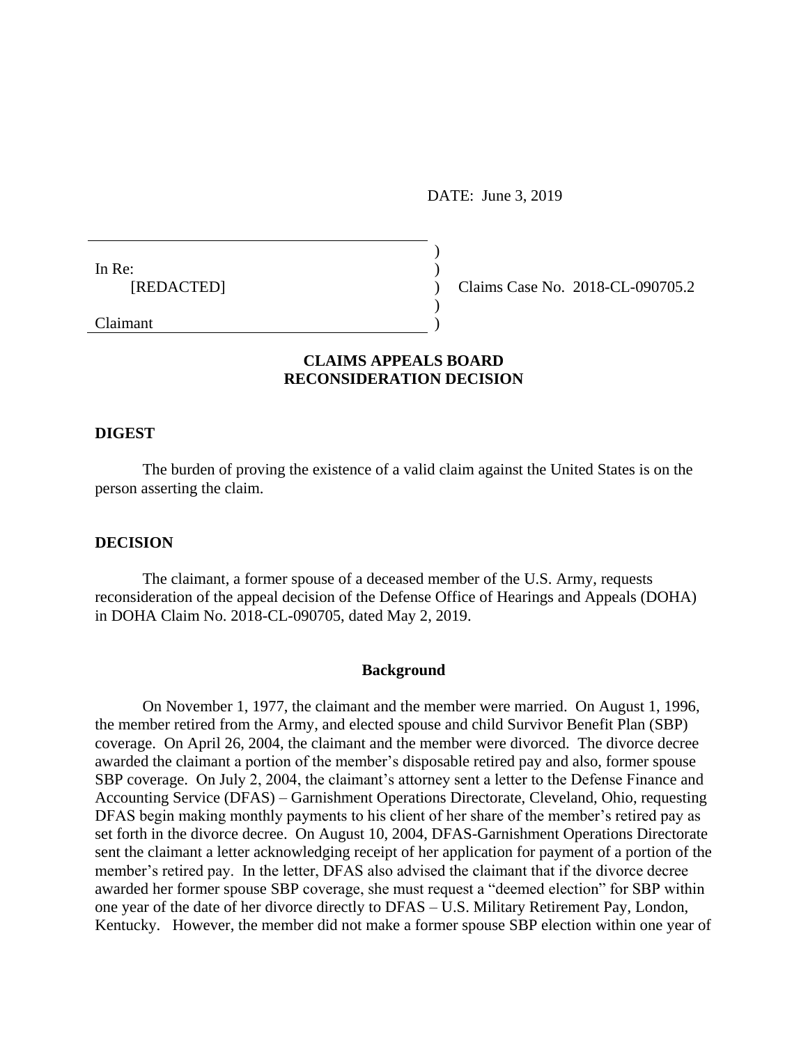DATE: June 3, 2019

In Re:
[REDACTED]

Claimant

Claims Case No. 2018-CL-090705.2

## CLAIMS APPEALS BOARD
## RECONSIDERATION DECISION

### DIGEST

The burden of proving the existence of a valid claim against the United States is on the person asserting the claim.

### DECISION

The claimant, a former spouse of a deceased member of the U.S. Army, requests reconsideration of the appeal decision of the Defense Office of Hearings and Appeals (DOHA) in DOHA Claim No. 2018-CL-090705, dated May 2, 2019.

### Background

On November 1, 1977, the claimant and the member were married. On August 1, 1996, the member retired from the Army, and elected spouse and child Survivor Benefit Plan (SBP) coverage. On April 26, 2004, the claimant and the member were divorced. The divorce decree awarded the claimant a portion of the member's disposable retired pay and also, former spouse SBP coverage. On July 2, 2004, the claimant's attorney sent a letter to the Defense Finance and Accounting Service (DFAS) – Garnishment Operations Directorate, Cleveland, Ohio, requesting DFAS begin making monthly payments to his client of her share of the member's retired pay as set forth in the divorce decree. On August 10, 2004, DFAS-Garnishment Operations Directorate sent the claimant a letter acknowledging receipt of her application for payment of a portion of the member's retired pay. In the letter, DFAS also advised the claimant that if the divorce decree awarded her former spouse SBP coverage, she must request a "deemed election" for SBP within one year of the date of her divorce directly to DFAS – U.S. Military Retirement Pay, London, Kentucky. However, the member did not make a former spouse SBP election within one year of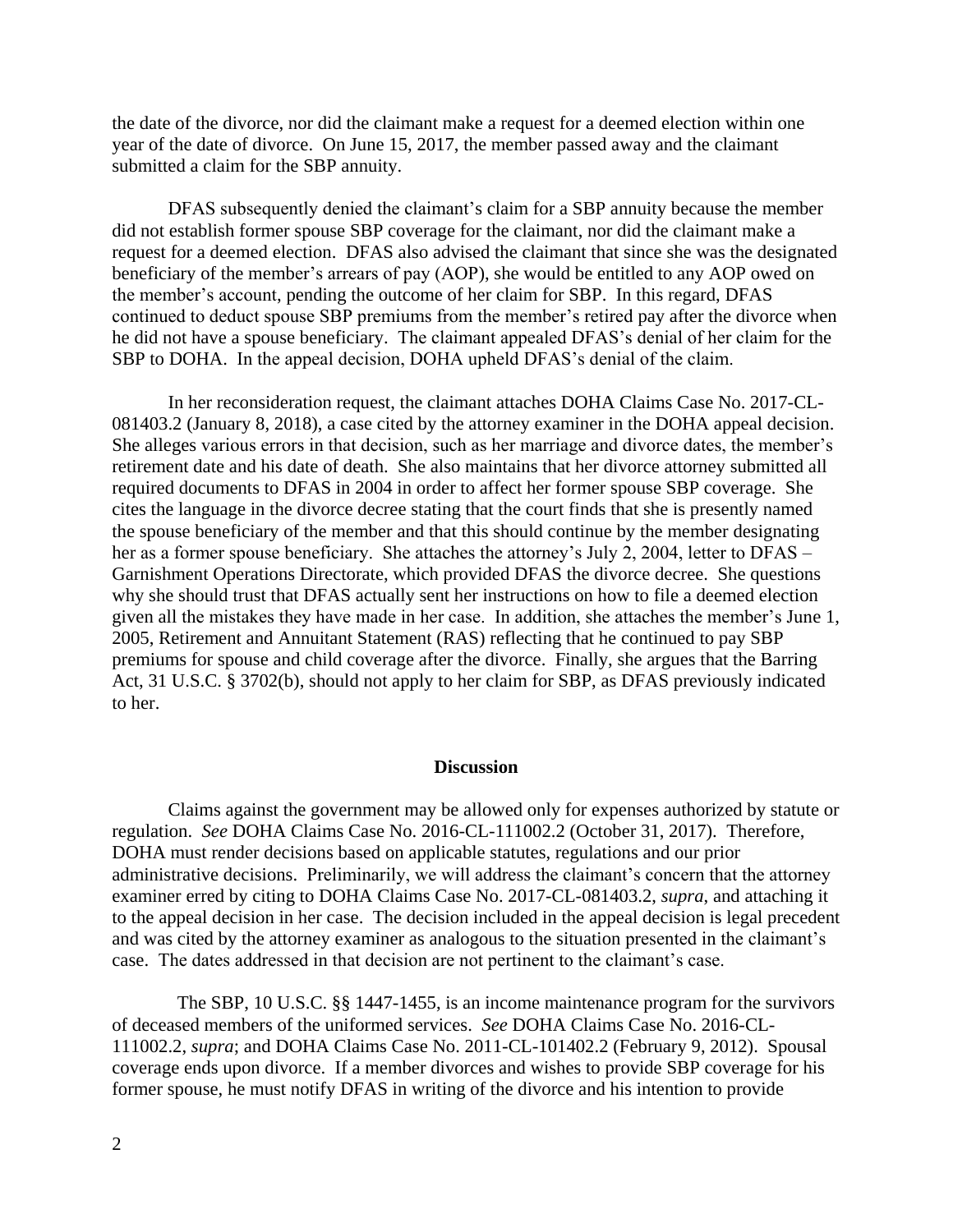the date of the divorce, nor did the claimant make a request for a deemed election within one year of the date of divorce. On June 15, 2017, the member passed away and the claimant submitted a claim for the SBP annuity.

DFAS subsequently denied the claimant's claim for a SBP annuity because the member did not establish former spouse SBP coverage for the claimant, nor did the claimant make a request for a deemed election. DFAS also advised the claimant that since she was the designated beneficiary of the member's arrears of pay (AOP), she would be entitled to any AOP owed on the member's account, pending the outcome of her claim for SBP. In this regard, DFAS continued to deduct spouse SBP premiums from the member's retired pay after the divorce when he did not have a spouse beneficiary. The claimant appealed DFAS's denial of her claim for the SBP to DOHA. In the appeal decision, DOHA upheld DFAS's denial of the claim.

In her reconsideration request, the claimant attaches DOHA Claims Case No. 2017-CL-081403.2 (January 8, 2018), a case cited by the attorney examiner in the DOHA appeal decision. She alleges various errors in that decision, such as her marriage and divorce dates, the member's retirement date and his date of death. She also maintains that her divorce attorney submitted all required documents to DFAS in 2004 in order to affect her former spouse SBP coverage. She cites the language in the divorce decree stating that the court finds that she is presently named the spouse beneficiary of the member and that this should continue by the member designating her as a former spouse beneficiary. She attaches the attorney's July 2, 2004, letter to DFAS – Garnishment Operations Directorate, which provided DFAS the divorce decree. She questions why she should trust that DFAS actually sent her instructions on how to file a deemed election given all the mistakes they have made in her case. In addition, she attaches the member's June 1, 2005, Retirement and Annuitant Statement (RAS) reflecting that he continued to pay SBP premiums for spouse and child coverage after the divorce. Finally, she argues that the Barring Act, 31 U.S.C. § 3702(b), should not apply to her claim for SBP, as DFAS previously indicated to her.

## Discussion

Claims against the government may be allowed only for expenses authorized by statute or regulation. *See* DOHA Claims Case No. 2016-CL-111002.2 (October 31, 2017). Therefore, DOHA must render decisions based on applicable statutes, regulations and our prior administrative decisions. Preliminarily, we will address the claimant's concern that the attorney examiner erred by citing to DOHA Claims Case No. 2017-CL-081403.2, *supra*, and attaching it to the appeal decision in her case. The decision included in the appeal decision is legal precedent and was cited by the attorney examiner as analogous to the situation presented in the claimant's case. The dates addressed in that decision are not pertinent to the claimant's case.

The SBP, 10 U.S.C. §§ 1447-1455, is an income maintenance program for the survivors of deceased members of the uniformed services. *See* DOHA Claims Case No. 2016-CL-111002.2, *supra*; and DOHA Claims Case No. 2011-CL-101402.2 (February 9, 2012). Spousal coverage ends upon divorce. If a member divorces and wishes to provide SBP coverage for his former spouse, he must notify DFAS in writing of the divorce and his intention to provide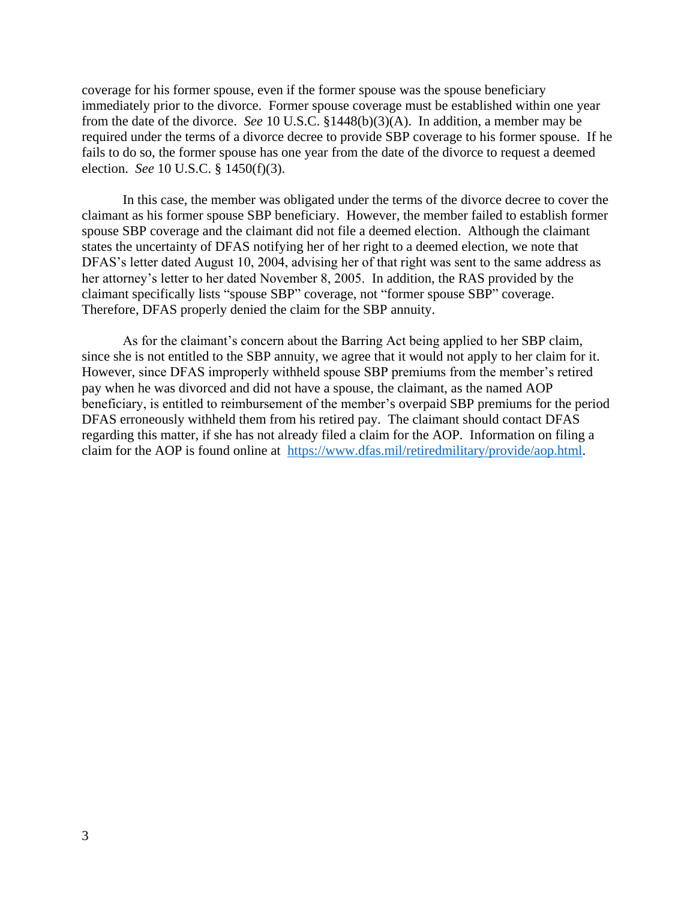coverage for his former spouse, even if the former spouse was the spouse beneficiary immediately prior to the divorce. Former spouse coverage must be established within one year from the date of the divorce. *See* 10 U.S.C. §1448(b)(3)(A). In addition, a member may be required under the terms of a divorce decree to provide SBP coverage to his former spouse. If he fails to do so, the former spouse has one year from the date of the divorce to request a deemed election. *See* 10 U.S.C. § 1450(f)(3).

In this case, the member was obligated under the terms of the divorce decree to cover the claimant as his former spouse SBP beneficiary. However, the member failed to establish former spouse SBP coverage and the claimant did not file a deemed election. Although the claimant states the uncertainty of DFAS notifying her of her right to a deemed election, we note that DFAS's letter dated August 10, 2004, advising her of that right was sent to the same address as her attorney's letter to her dated November 8, 2005. In addition, the RAS provided by the claimant specifically lists "spouse SBP" coverage, not "former spouse SBP" coverage. Therefore, DFAS properly denied the claim for the SBP annuity.

As for the claimant's concern about the Barring Act being applied to her SBP claim, since she is not entitled to the SBP annuity, we agree that it would not apply to her claim for it. However, since DFAS improperly withheld spouse SBP premiums from the member's retired pay when he was divorced and did not have a spouse, the claimant, as the named AOP beneficiary, is entitled to reimbursement of the member's overpaid SBP premiums for the period DFAS erroneously withheld them from his retired pay. The claimant should contact DFAS regarding this matter, if she has not already filed a claim for the AOP. Information on filing a claim for the AOP is found online at [https://www.dfas.mil/retiredmilitary/provide/aop.html](https://www.dfas.mil/retiredmilitary/provide/aop.html).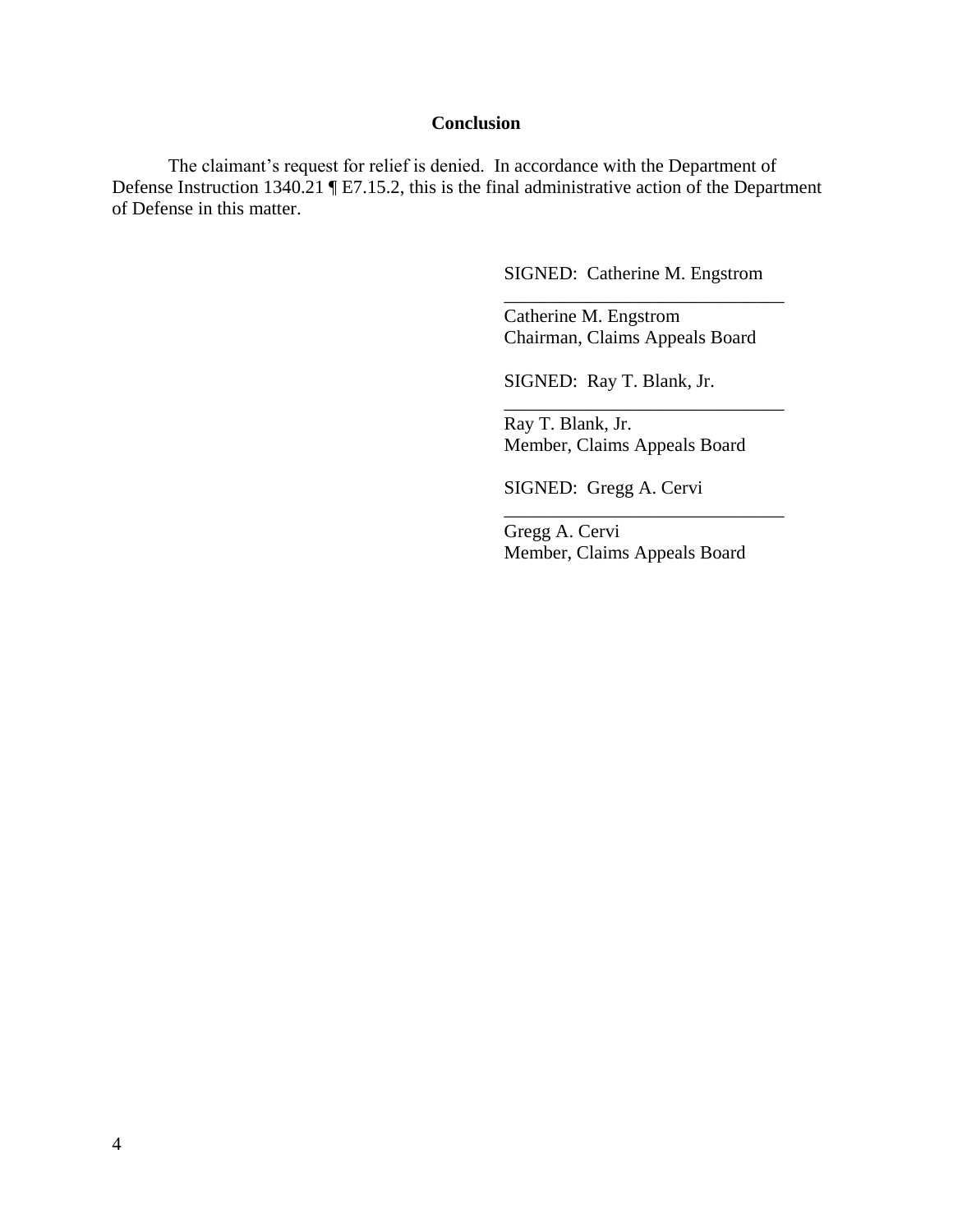**Conclusion**

The claimant's request for relief is denied. In accordance with the Department of Defense Instruction 1340.21 ¶ E7.15.2, this is the final administrative action of the Department of Defense in this matter.

SIGNED: Catherine M. Engstrom

\_\_\_\_\_\_\_\_\_\_\_\_\_\_\_\_\_\_\_\_\_\_\_\_\_\_\_\_\_\_
Catherine M. Engstrom
Chairman, Claims Appeals Board

SIGNED: Ray T. Blank, Jr.

\_\_\_\_\_\_\_\_\_\_\_\_\_\_\_\_\_\_\_\_\_\_\_\_\_\_\_\_\_\_
Ray T. Blank, Jr.
Member, Claims Appeals Board

SIGNED: Gregg A. Cervi

\_\_\_\_\_\_\_\_\_\_\_\_\_\_\_\_\_\_\_\_\_\_\_\_\_\_\_\_\_\_
Gregg A. Cervi
Member, Claims Appeals Board